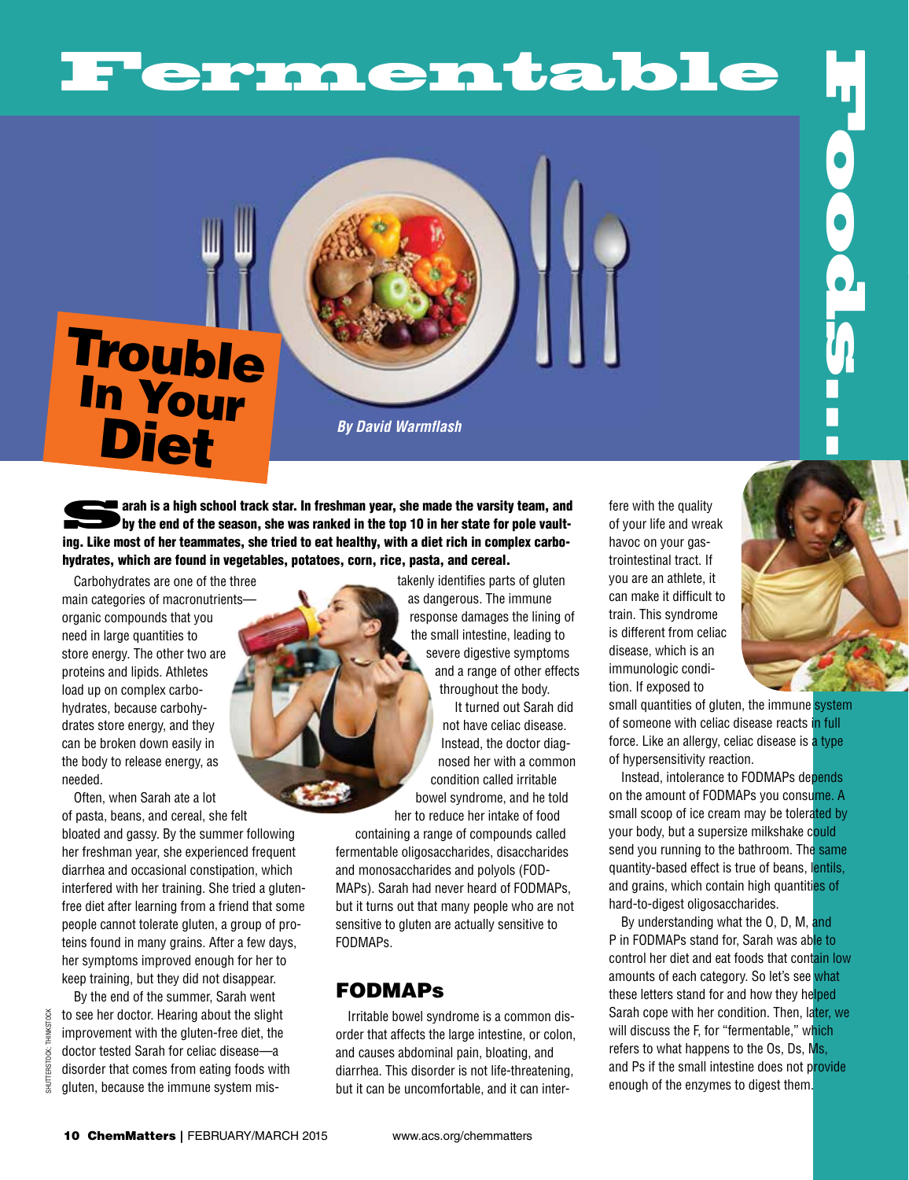# Fermentable Foods: Trouble In Your Diet

*By David Warmflash*

**Sarah is a high school track star. In freshman year, she made the varsity team, and by the end of the season, she was ranked in the top 10 in her state for pole vaulting. Like most of her teammates, she tried to eat healthy, with a diet rich in complex carbohydrates, which are found in vegetables, potatoes, corn, rice, pasta, and cereal.**

Carbohydrates are one of the three main categories of macronutrients—organic compounds that you need in large quantities to store energy. The other two are proteins and lipids. Athletes load up on complex carbohydrates, because carbohydrates store energy, and they can be broken down easily in the body to release energy, as needed.

Often, when Sarah ate a lot of pasta, beans, and cereal, she felt bloated and gassy. By the summer following her freshman year, she experienced frequent diarrhea and occasional constipation, which interfered with her training. She tried a gluten-free diet after learning from a friend that some people cannot tolerate gluten, a group of proteins found in many grains. After a few days, her symptoms improved enough for her to keep training, but they did not disappear.

By the end of the summer, Sarah went to see her doctor. Hearing about the slight improvement with the gluten-free diet, the doctor tested Sarah for celiac disease—a disorder that comes from eating foods with gluten, because the immune system mistakenly identifies parts of gluten as dangerous. The immune response damages the lining of the small intestine, leading to severe digestive symptoms and a range of other effects throughout the body.

It turned out Sarah did not have celiac disease. Instead, the doctor diagnosed her with a common condition called irritable bowel syndrome, and he told her to reduce her intake of food containing a range of compounds called fermentable oligosaccharides, disaccharides and monosaccharides and polyols (FODMAPs). Sarah had never heard of FODMAPs, but it turns out that many people who are not sensitive to gluten are actually sensitive to FODMAPs.

## FODMAPs

Irritable bowel syndrome is a common disorder that affects the large intestine, or colon, and causes abdominal pain, bloating, and diarrhea. This disorder is not life-threatening, but it can be uncomfortable, and it can interfere with the quality of your life and wreak havoc on your gastrointestinal tract. If you are an athlete, it can make it difficult to train. This syndrome is different from celiac disease, which is an immunologic condition. If exposed to small quantities of gluten, the immune system of someone with celiac disease reacts in full force. Like an allergy, celiac disease is a type of hypersensitivity reaction.

Instead, intolerance to FODMAPs depends on the amount of FODMAPs you consume. A small scoop of ice cream may be tolerated by your body, but a supersize milkshake could send you running to the bathroom. The same quantity-based effect is true of beans, lentils, and grains, which contain high quantities of hard-to-digest oligosaccharides.

By understanding what the O, D, M, and P in FODMAPs stand for, Sarah was able to control her diet and eat foods that contain low amounts of each category. So let's see what these letters stand for and how they helped Sarah cope with her condition. Then, later, we will discuss the F, for "fermentable," which refers to what happens to the Os, Ds, Ms, and Ps if the small intestine does not provide enough of the enzymes to digest them.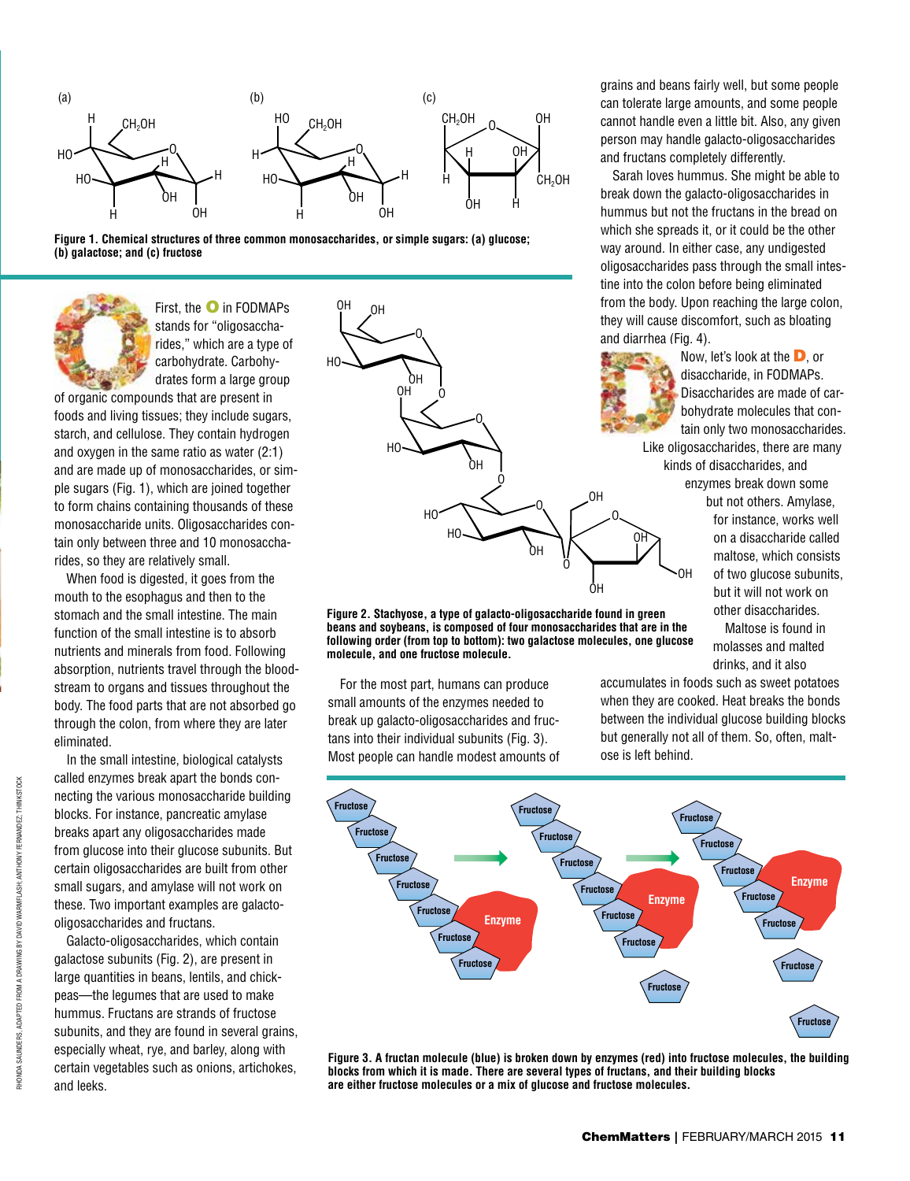Figure 1. Chemical structures of three common monosaccharides, or simple sugars: (a) glucose; (b) galactose; and (c) fructose

First, the O in FODMAPs stands for "oligosaccharides," which are a type of carbohydrate. Carbohydrates form a large group of organic compounds that are present in foods and living tissues; they include sugars, starch, and cellulose. They contain hydrogen and oxygen in the same ratio as water (2:1) and are made up of monosaccharides, or simple sugars (Fig. 1), which are joined together to form chains containing thousands of these monosaccharide units. Oligosaccharides contain only between three and 10 monosaccharides, so they are relatively small.

When food is digested, it goes from the mouth to the esophagus and then to the stomach and the small intestine. The main function of the small intestine is to absorb nutrients and minerals from food. Following absorption, nutrients travel through the bloodstream to organs and tissues throughout the body. The food parts that are not absorbed go through the colon, from where they are later eliminated.

In the small intestine, biological catalysts called enzymes break apart the bonds connecting the various monosaccharide building blocks. For instance, pancreatic amylase breaks apart any oligosaccharides made from glucose into their glucose subunits. But certain oligosaccharides are built from other small sugars, and amylase will not work on these. Two important examples are galacto-oligosaccharides and fructans.

Galacto-oligosaccharides, which contain galactose subunits (Fig. 2), are present in large quantities in beans, lentils, and chickpeas—the legumes that are used to make hummus. Fructans are strands of fructose subunits, and they are found in several grains, especially wheat, rye, and barley, along with certain vegetables such as onions, artichokes, and leeks.

Figure 2. Stachyose, a type of galacto-oligosaccharide found in green beans and soybeans, is composed of four monosaccharides that are in the following order (from top to bottom): two galactose molecules, one glucose molecule, and one fructose molecule.

For the most part, humans can produce small amounts of the enzymes needed to break up galacto-oligosaccharides and fructans into their individual subunits (Fig. 3). Most people can handle modest amounts of grains and beans fairly well, but some people can tolerate large amounts, and some people cannot handle even a little bit. Also, any given person may handle galacto-oligosaccharides and fructans completely differently.

Sarah loves hummus. She might be able to break down the galacto-oligosaccharides in hummus but not the fructans in the bread on which she spreads it, or it could be the other way around. In either case, any undigested oligosaccharides pass through the small intestine into the colon before being eliminated from the body. Upon reaching the large colon, they will cause discomfort, such as bloating and diarrhea (Fig. 4).

Now, let's look at the D, or disaccharide, in FODMAPs. Disaccharides are made of carbohydrate molecules that contain only two monosaccharides. Like oligosaccharides, there are many kinds of disaccharides, and enzymes break down some but not others. Amylase, for instance, works well on a disaccharide called maltose, which consists of two glucose subunits, but it will not work on other disaccharides.

Maltose is found in molasses and malted drinks, and it also accumulates in foods such as sweet potatoes when they are cooked. Heat breaks the bonds between the individual glucose building blocks but generally not all of them. So, often, maltose is left behind.

Figure 3. A fructan molecule (blue) is broken down by enzymes (red) into fructose molecules, the building blocks from which it is made. There are several types of fructans, and their building blocks are either fructose molecules or a mix of glucose and fructose molecules.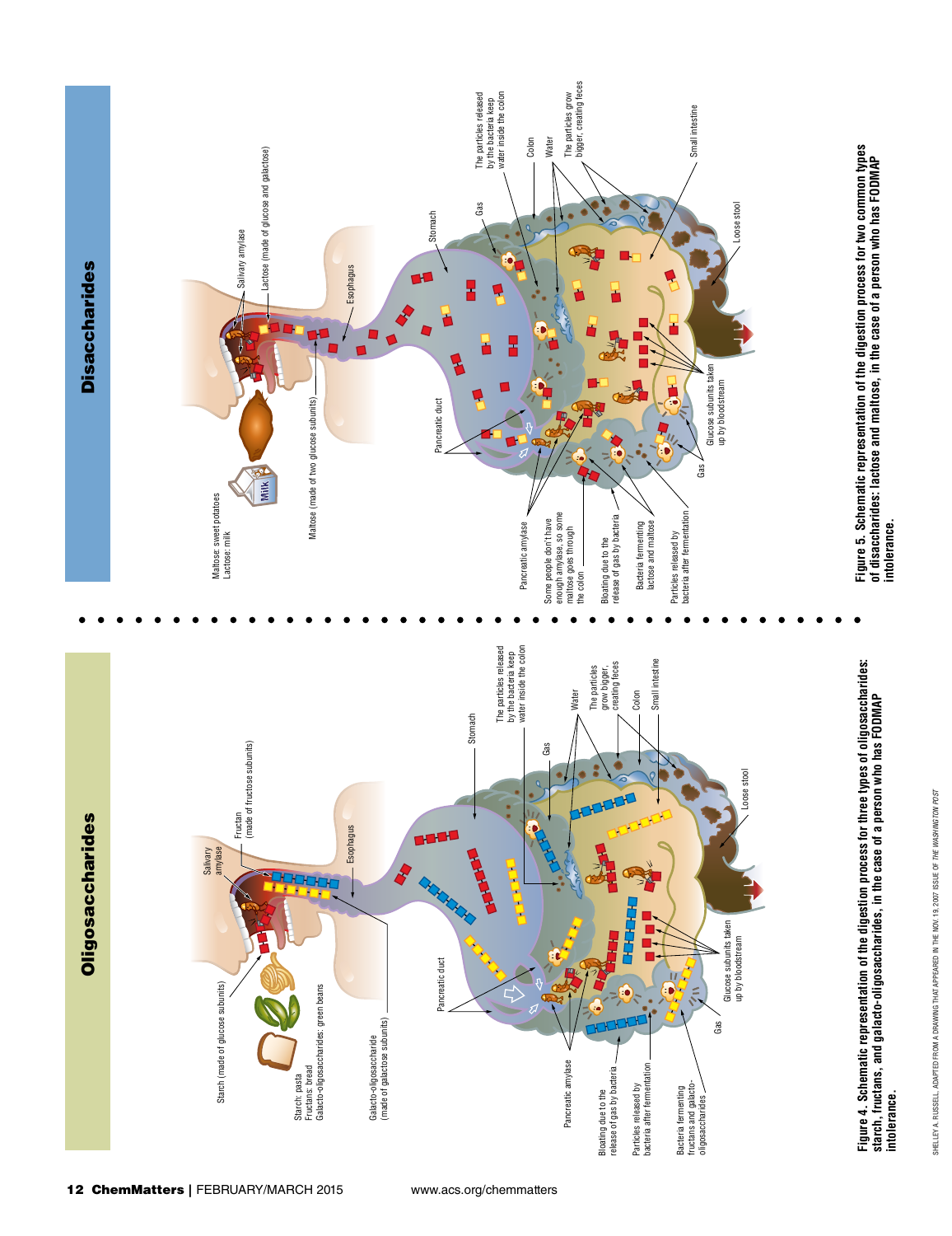## Oligosaccharides

**Figure 4. Schematic representation of the digestion process for three types of oligosaccharides: starch, fructans, and galacto-oligosaccharides, in the case of a person who has FODMAP intolerance.**

SHELLEY A. RUSSELL. ADAPTED FROM A DRAWING THAT APPEARED IN THE NOV. 19, 2007 ISSUE OF *THE WASHINGTON POST*

## Disaccharides

**Figure 5. Schematic representation of the digestion process for two common types of disaccharides: lactose and maltose, in the case of a person who has FODMAP intolerance.**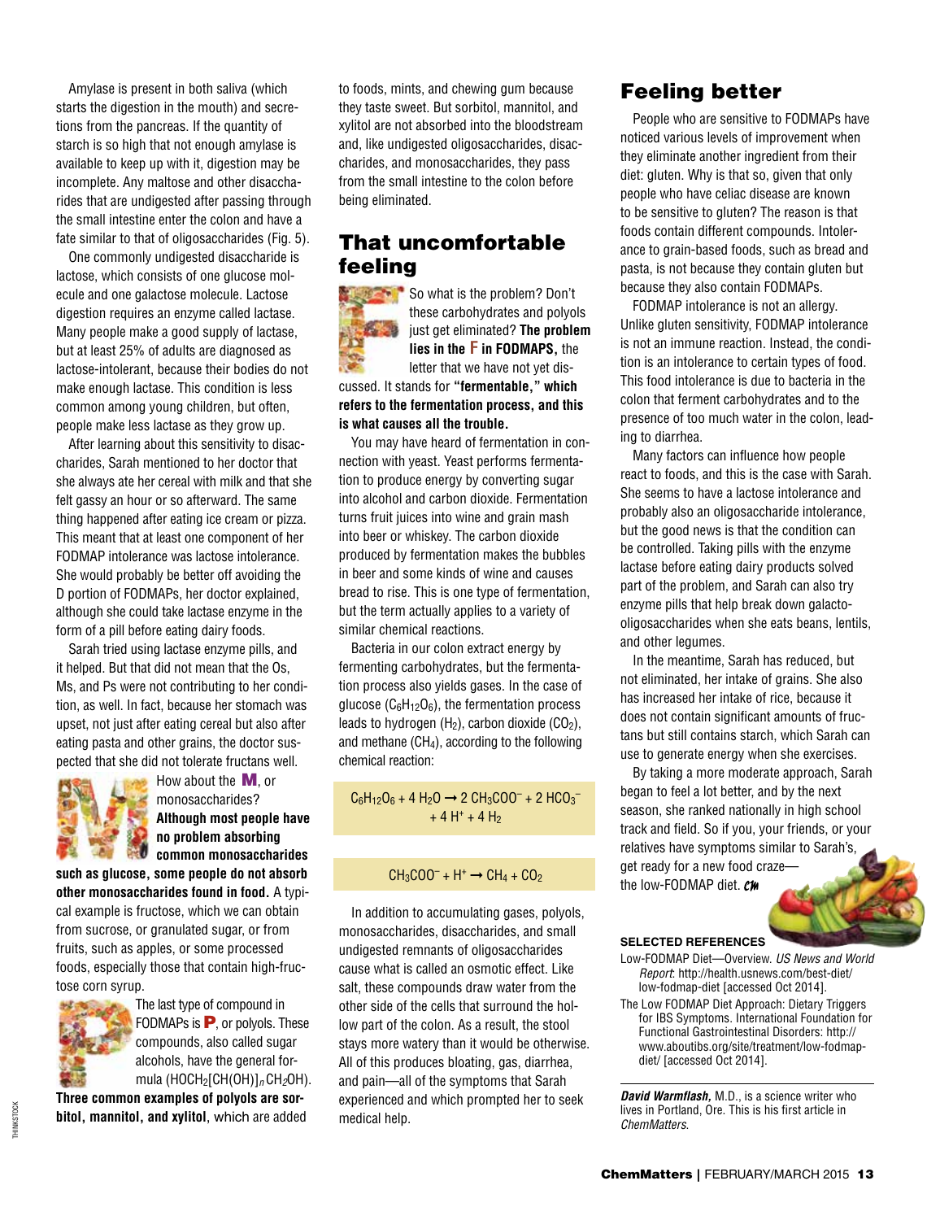Amylase is present in both saliva (which starts the digestion in the mouth) and secretions from the pancreas. If the quantity of starch is so high that not enough amylase is available to keep up with it, digestion may be incomplete. Any maltose and other disaccharides that are undigested after passing through the small intestine enter the colon and have a fate similar to that of oligosaccharides (Fig. 5).

One commonly undigested disaccharide is lactose, which consists of one glucose molecule and one galactose molecule. Lactose digestion requires an enzyme called lactase. Many people make a good supply of lactase, but at least 25% of adults are diagnosed as lactose-intolerant, because their bodies do not make enough lactase. This condition is less common among young children, but often, people make less lactase as they grow up.

After learning about this sensitivity to disaccharides, Sarah mentioned to her doctor that she always ate her cereal with milk and that she felt gassy an hour or so afterward. The same thing happened after eating ice cream or pizza. This meant that at least one component of her FODMAP intolerance was lactose intolerance. She would probably be better off avoiding the D portion of FODMAPs, her doctor explained, although she could take lactase enzyme in the form of a pill before eating dairy foods.

Sarah tried using lactase enzyme pills, and it helped. But that did not mean that the Os, Ms, and Ps were not contributing to her condition, as well. In fact, because her stomach was upset, not just after eating cereal but also after eating pasta and other grains, the doctor suspected that she did not tolerate fructans well.

How about the **M**, or monosaccharides? **Although most people have no problem absorbing common monosaccharides such as glucose, some people do not absorb other monosaccharides found in food.** A typical example is fructose, which we can obtain from sucrose, or granulated sugar, or from fruits, such as apples, or some processed foods, especially those that contain high-fructose corn syrup.

The last type of compound in FODMAPs is **P**, or polyols. These compounds, also called sugar alcohols, have the general formula $(HOCH_2[CH(OH)]_nCH_2OH)$. **Three common examples of polyols are sorbitol, mannitol, and xylitol**, which are added to foods, mints, and chewing gum because they taste sweet. But sorbitol, mannitol, and xylitol are not absorbed into the bloodstream and, like undigested oligosaccharides, disaccharides, and monosaccharides, they pass from the small intestine to the colon before being eliminated.

## That uncomfortable feeling

So what is the problem? Don't these carbohydrates and polyols just get eliminated? **The problem lies in the F in FODMAPS,** the letter that we have not yet discussed. It stands for **"fermentable," which refers to the fermentation process, and this is what causes all the trouble.**

You may have heard of fermentation in connection with yeast. Yeast performs fermentation to produce energy by converting sugar into alcohol and carbon dioxide. Fermentation turns fruit juices into wine and grain mash into beer or whiskey. The carbon dioxide produced by fermentation makes the bubbles in beer and some kinds of wine and causes bread to rise. This is one type of fermentation, but the term actually applies to a variety of similar chemical reactions.

Bacteria in our colon extract energy by fermenting carbohydrates, but the fermentation process also yields gases. In the case of glucose ($C_6H_{12}O_6$), the fermentation process leads to hydrogen ($H_2$), carbon dioxide ($CO_2$), and methane ($CH_4$), according to the following chemical reaction:

$$C_6H_{12}O_6 + 4\,H_2O \rightarrow 2\,CH_3COO^- + 2\,HCO_3^- + 4\,H^+ + 4\,H_2$$

$$CH_3COO^- + H^+ \rightarrow CH_4 + CO_2$$

In addition to accumulating gases, polyols, monosaccharides, disaccharides, and small undigested remnants of oligosaccharides cause what is called an osmotic effect. Like salt, these compounds draw water from the other side of the cells that surround the hollow part of the colon. As a result, the stool stays more watery than it would be otherwise. All of this produces bloating, gas, diarrhea, and pain—all of the symptoms that Sarah experienced and which prompted her to seek medical help.

## Feeling better

People who are sensitive to FODMAPs have noticed various levels of improvement when they eliminate another ingredient from their diet: gluten. Why is that so, given that only people who have celiac disease are known to be sensitive to gluten? The reason is that foods contain different compounds. Intolerance to grain-based foods, such as bread and pasta, is not because they contain gluten but because they also contain FODMAPs.

FODMAP intolerance is not an allergy. Unlike gluten sensitivity, FODMAP intolerance is not an immune reaction. Instead, the condition is an intolerance to certain types of food. This food intolerance is due to bacteria in the colon that ferment carbohydrates and to the presence of too much water in the colon, leading to diarrhea.

Many factors can influence how people react to foods, and this is the case with Sarah. She seems to have a lactose intolerance and probably also an oligosaccharide intolerance, but the good news is that the condition can be controlled. Taking pills with the enzyme lactase before eating dairy products solved part of the problem, and Sarah can also try enzyme pills that help break down galacto-oligosaccharides when she eats beans, lentils, and other legumes.

In the meantime, Sarah has reduced, but not eliminated, her intake of grains. She also has increased her intake of rice, because it does not contain significant amounts of fructans but still contains starch, which Sarah can use to generate energy when she exercises.

By taking a more moderate approach, Sarah began to feel a lot better, and by the next season, she ranked nationally in high school track and field. So if you, your friends, or your relatives have symptoms similar to Sarah's, get ready for a new food craze—the low-FODMAP diet. *CM*

**SELECTED REFERENCES**

Low-FODMAP Diet—Overview. *US News and World Report*: http://health.usnews.com/best-diet/low-fodmap-diet [accessed Oct 2014].

The Low FODMAP Diet Approach: Dietary Triggers for IBS Symptoms. International Foundation for Functional Gastrointestinal Disorders: http://www.aboutibs.org/site/treatment/low-fodmap-diet/ [accessed Oct 2014].

***David Warmflash,*** M.D., is a science writer who lives in Portland, Ore. This is his first article in *ChemMatters*.